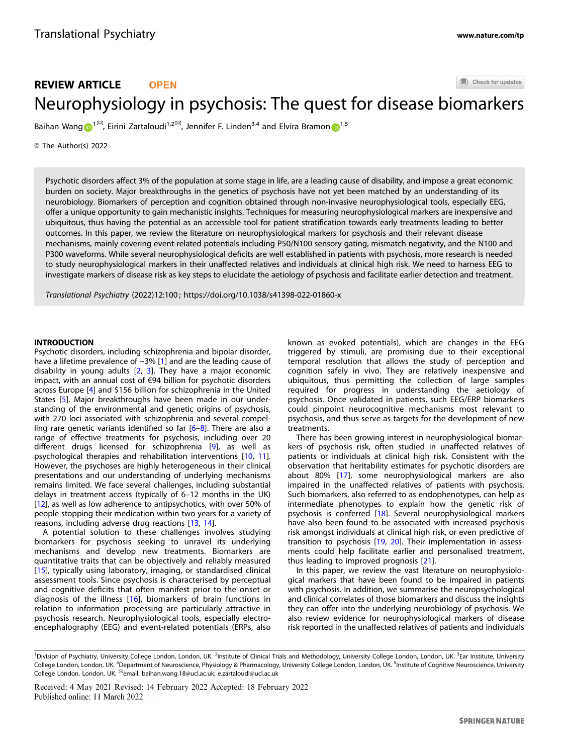REVIEW ARTICLE OPEN

# Neurophysiology in psychosis: The quest for disease biomarkers

Baihan Wang[1]✉, Eirini Zartaloudi[1,2]✉, Jennifer F. Linden[3,4] and Elvira Bramon[1,5]

© The Author(s) 2022

Psychotic disorders affect 3% of the population at some stage in life, are a leading cause of disability, and impose a great economic burden on society. Major breakthroughs in the genetics of psychosis have not yet been matched by an understanding of its neurobiology. Biomarkers of perception and cognition obtained through non-invasive neurophysiological tools, especially EEG, offer a unique opportunity to gain mechanistic insights. Techniques for measuring neurophysiological markers are inexpensive and ubiquitous, thus having the potential as an accessible tool for patient stratification towards early treatments leading to better outcomes. In this paper, we review the literature on neurophysiological markers for psychosis and their relevant disease mechanisms, mainly covering event-related potentials including P50/N100 sensory gating, mismatch negativity, and the N100 and P300 waveforms. While several neurophysiological deficits are well established in patients with psychosis, more research is needed to study neurophysiological markers in their unaffected relatives and individuals at clinical high risk. We need to harness EEG to investigate markers of disease risk as key steps to elucidate the aetiology of psychosis and facilitate earlier detection and treatment.

*Translational Psychiatry* (2022)12:100 ; https://doi.org/10.1038/s41398-022-01860-x

## INTRODUCTION

Psychotic disorders, including schizophrenia and bipolar disorder, have a lifetime prevalence of ~3% [1] and are the leading cause of disability in young adults [2, 3]. They have a major economic impact, with an annual cost of €94 billion for psychotic disorders across Europe [4] and $156 billion for schizophrenia in the United States [5]. Major breakthroughs have been made in our understanding of the environmental and genetic origins of psychosis, with 270 loci associated with schizophrenia and several compelling rare genetic variants identified so far [6–8]. There are also a range of effective treatments for psychosis, including over 20 different drugs licensed for schizophrenia [9], as well as psychological therapies and rehabilitation interventions [10, 11]. However, the psychoses are highly heterogeneous in their clinical presentations and our understanding of underlying mechanisms remains limited. We face several challenges, including substantial delays in treatment access (typically of 6–12 months in the UK) [12], as well as low adherence to antipsychotics, with over 50% of people stopping their medication within two years for a variety of reasons, including adverse drug reactions [13, 14].

A potential solution to these challenges involves studying biomarkers for psychosis seeking to unravel its underlying mechanisms and develop new treatments. Biomarkers are quantitative traits that can be objectively and reliably measured [15], typically using laboratory, imaging, or standardised clinical assessment tools. Since psychosis is characterised by perceptual and cognitive deficits that often manifest prior to the onset or diagnosis of the illness [16], biomarkers of brain functions in relation to information processing are particularly attractive in psychosis research. Neurophysiological tools, especially electroencephalography (EEG) and event-related potentials (ERPs, also known as evoked potentials), which are changes in the EEG triggered by stimuli, are promising due to their exceptional temporal resolution that allows the study of perception and cognition safely in vivo. They are relatively inexpensive and ubiquitous, thus permitting the collection of large samples required for progress in understanding the aetiology of psychosis. Once validated in patients, such EEG/ERP biomarkers could pinpoint neurocognitive mechanisms most relevant to psychosis, and thus serve as targets for the development of new treatments.

There has been growing interest in neurophysiological biomarkers of psychosis risk, often studied in unaffected relatives of patients or individuals at clinical high risk. Consistent with the observation that heritability estimates for psychotic disorders are about 80% [17], some neurophysiological markers are also impaired in the unaffected relatives of patients with psychosis. Such biomarkers, also referred to as endophenotypes, can help as intermediate phenotypes to explain how the genetic risk of psychosis is conferred [18]. Several neurophysiological markers have also been found to be associated with increased psychosis risk amongst individuals at clinical high risk, or even predictive of transition to psychosis [19, 20]. Their implementation in assessments could help facilitate earlier and personalised treatment, thus leading to improved prognosis [21].

In this paper, we review the vast literature on neurophysiological markers that have been found to be impaired in patients with psychosis. In addition, we summarise the neuropsychological and clinical correlates of those biomarkers and discuss the insights they can offer into the underlying neurobiology of psychosis. We also review evidence for neurophysiological markers of disease risk reported in the unaffected relatives of patients and individuals

[1]Division of Psychiatry, University College London, London, UK. [2]Institute of Clinical Trials and Methodology, University College London, London, UK. [3]Ear Institute, University College London, London, UK. [4]Department of Neuroscience, Physiology & Pharmacology, University College London, London, UK. [5]Institute of Cognitive Neuroscience, University College London, London, UK. ✉email: baihan.wang.18@ucl.ac.uk; e.zartaloudi@ucl.ac.uk

Received: 4 May 2021 Revised: 14 February 2022 Accepted: 18 February 2022
Published online: 11 March 2022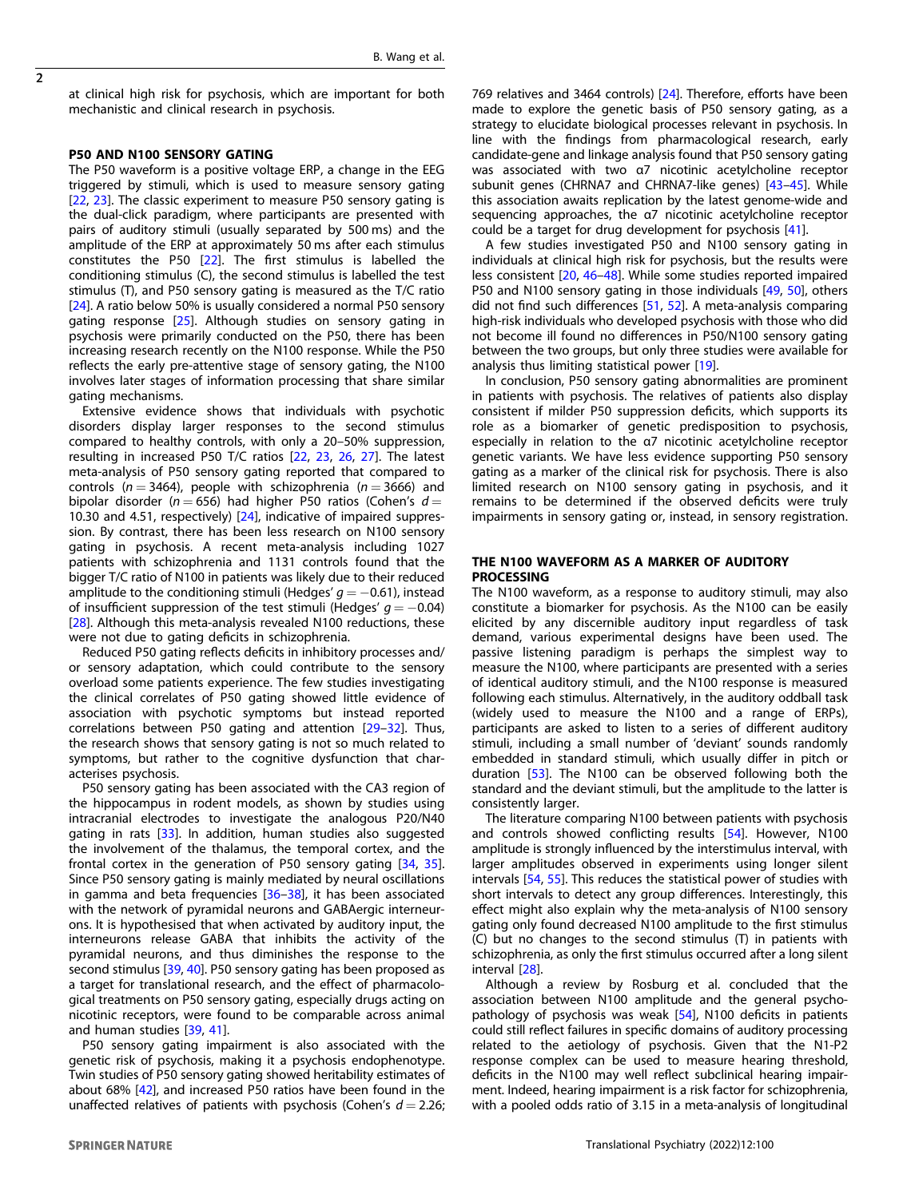at clinical high risk for psychosis, which are important for both mechanistic and clinical research in psychosis.

## P50 AND N100 SENSORY GATING

The P50 waveform is a positive voltage ERP, a change in the EEG triggered by stimuli, which is used to measure sensory gating [22, 23]. The classic experiment to measure P50 sensory gating is the dual-click paradigm, where participants are presented with pairs of auditory stimuli (usually separated by 500 ms) and the amplitude of the ERP at approximately 50 ms after each stimulus constitutes the P50 [22]. The first stimulus is labelled the conditioning stimulus (C), the second stimulus is labelled the test stimulus (T), and P50 sensory gating is measured as the T/C ratio [24]. A ratio below 50% is usually considered a normal P50 sensory gating response [25]. Although studies on sensory gating in psychosis were primarily conducted on the P50, there has been increasing research recently on the N100 response. While the P50 reflects the early pre-attentive stage of sensory gating, the N100 involves later stages of information processing that share similar gating mechanisms.

Extensive evidence shows that individuals with psychotic disorders display larger responses to the second stimulus compared to healthy controls, with only a 20–50% suppression, resulting in increased P50 T/C ratios [22, 23, 26, 27]. The latest meta-analysis of P50 sensory gating reported that compared to controls ($n = 3464$), people with schizophrenia ($n = 3666$) and bipolar disorder ($n = 656$) had higher P50 ratios (Cohen's $d =$ 10.30 and 4.51, respectively) [24], indicative of impaired suppression. By contrast, there has been less research on N100 sensory gating in psychosis. A recent meta-analysis including 1027 patients with schizophrenia and 1131 controls found that the bigger T/C ratio of N100 in patients was likely due to their reduced amplitude to the conditioning stimuli (Hedges' $g = -0.61$), instead of insufficient suppression of the test stimuli (Hedges' $g = -0.04$) [28]. Although this meta-analysis revealed N100 reductions, these were not due to gating deficits in schizophrenia.

Reduced P50 gating reflects deficits in inhibitory processes and/or sensory adaptation, which could contribute to the sensory overload some patients experience. The few studies investigating the clinical correlates of P50 gating showed little evidence of association with psychotic symptoms but instead reported correlations between P50 gating and attention [29–32]. Thus, the research shows that sensory gating is not so much related to symptoms, but rather to the cognitive dysfunction that characterises psychosis.

P50 sensory gating has been associated with the CA3 region of the hippocampus in rodent models, as shown by studies using intracranial electrodes to investigate the analogous P20/N40 gating in rats [33]. In addition, human studies also suggested the involvement of the thalamus, the temporal cortex, and the frontal cortex in the generation of P50 sensory gating [34, 35]. Since P50 sensory gating is mainly mediated by neural oscillations in gamma and beta frequencies [36–38], it has been associated with the network of pyramidal neurons and GABAergic interneurons. It is hypothesised that when activated by auditory input, the interneurons release GABA that inhibits the activity of the pyramidal neurons, and thus diminishes the response to the second stimulus [39, 40]. P50 sensory gating has been proposed as a target for translational research, and the effect of pharmacological treatments on P50 sensory gating, especially drugs acting on nicotinic receptors, were found to be comparable across animal and human studies [39, 41].

P50 sensory gating impairment is also associated with the genetic risk of psychosis, making it a psychosis endophenotype. Twin studies of P50 sensory gating showed heritability estimates of about 68% [42], and increased P50 ratios have been found in the unaffected relatives of patients with psychosis (Cohen's $d = 2.26$; 769 relatives and 3464 controls) [24]. Therefore, efforts have been made to explore the genetic basis of P50 sensory gating, as a strategy to elucidate biological processes relevant in psychosis. In line with the findings from pharmacological research, early candidate-gene and linkage analysis found that P50 sensory gating was associated with two α7 nicotinic acetylcholine receptor subunit genes (CHRNA7 and CHRNA7-like genes) [43–45]. While this association awaits replication by the latest genome-wide and sequencing approaches, the α7 nicotinic acetylcholine receptor could be a target for drug development for psychosis [41].

A few studies investigated P50 and N100 sensory gating in individuals at clinical high risk for psychosis, but the results were less consistent [20, 46–48]. While some studies reported impaired P50 and N100 sensory gating in those individuals [49, 50], others did not find such differences [51, 52]. A meta-analysis comparing high-risk individuals who developed psychosis with those who did not become ill found no differences in P50/N100 sensory gating between the two groups, but only three studies were available for analysis thus limiting statistical power [19].

In conclusion, P50 sensory gating abnormalities are prominent in patients with psychosis. The relatives of patients also display consistent if milder P50 suppression deficits, which supports its role as a biomarker of genetic predisposition to psychosis, especially in relation to the α7 nicotinic acetylcholine receptor genetic variants. We have less evidence supporting P50 sensory gating as a marker of the clinical risk for psychosis. There is also limited research on N100 sensory gating in psychosis, and it remains to be determined if the observed deficits were truly impairments in sensory gating or, instead, in sensory registration.

## THE N100 WAVEFORM AS A MARKER OF AUDITORY PROCESSING

The N100 waveform, as a response to auditory stimuli, may also constitute a biomarker for psychosis. As the N100 can be easily elicited by any discernible auditory input regardless of task demand, various experimental designs have been used. The passive listening paradigm is perhaps the simplest way to measure the N100, where participants are presented with a series of identical auditory stimuli, and the N100 response is measured following each stimulus. Alternatively, in the auditory oddball task (widely used to measure the N100 and a range of ERPs), participants are asked to listen to a series of different auditory stimuli, including a small number of 'deviant' sounds randomly embedded in standard stimuli, which usually differ in pitch or duration [53]. The N100 can be observed following both the standard and the deviant stimuli, but the amplitude to the latter is consistently larger.

The literature comparing N100 between patients with psychosis and controls showed conflicting results [54]. However, N100 amplitude is strongly influenced by the interstimulus interval, with larger amplitudes observed in experiments using longer silent intervals [54, 55]. This reduces the statistical power of studies with short intervals to detect any group differences. Interestingly, this effect might also explain why the meta-analysis of N100 sensory gating only found decreased N100 amplitude to the first stimulus (C) but no changes to the second stimulus (T) in patients with schizophrenia, as only the first stimulus occurred after a long silent interval [28].

Although a review by Rosburg et al. concluded that the association between N100 amplitude and the general psychopathology of psychosis was weak [54], N100 deficits in patients could still reflect failures in specific domains of auditory processing related to the aetiology of psychosis. Given that the N1-P2 response complex can be used to measure hearing threshold, deficits in the N100 may well reflect subclinical hearing impairment. Indeed, hearing impairment is a risk factor for schizophrenia, with a pooled odds ratio of 3.15 in a meta-analysis of longitudinal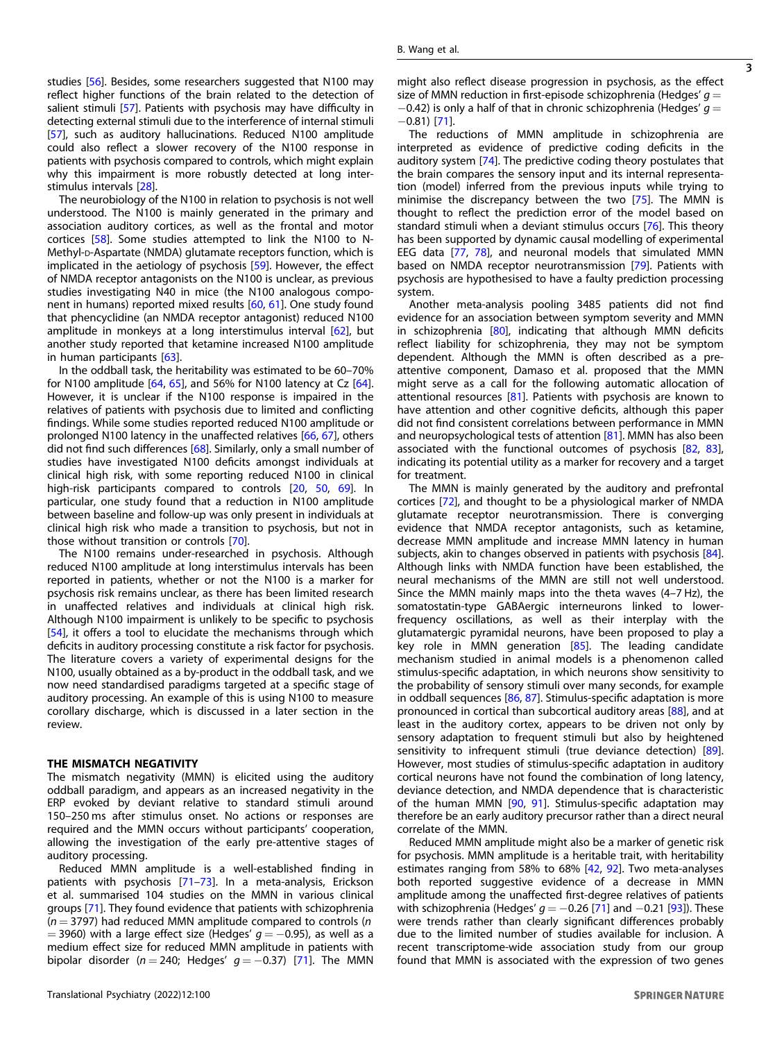studies [56]. Besides, some researchers suggested that N100 may reflect higher functions of the brain related to the detection of salient stimuli [57]. Patients with psychosis may have difficulty in detecting external stimuli due to the interference of internal stimuli [57], such as auditory hallucinations. Reduced N100 amplitude could also reflect a slower recovery of the N100 response in patients with psychosis compared to controls, which might explain why this impairment is more robustly detected at long interstimulus intervals [28].

The neurobiology of the N100 in relation to psychosis is not well understood. The N100 is mainly generated in the primary and association auditory cortices, as well as the frontal and motor cortices [58]. Some studies attempted to link the N100 to N-Methyl-D-Aspartate (NMDA) glutamate receptors function, which is implicated in the aetiology of psychosis [59]. However, the effect of NMDA receptor antagonists on the N100 is unclear, as previous studies investigating N40 in mice (the N100 analogous component in humans) reported mixed results [60, 61]. One study found that phencyclidine (an NMDA receptor antagonist) reduced N100 amplitude in monkeys at a long interstimulus interval [62], but another study reported that ketamine increased N100 amplitude in human participants [63].

In the oddball task, the heritability was estimated to be 60–70% for N100 amplitude [64, 65], and 56% for N100 latency at Cz [64]. However, it is unclear if the N100 response is impaired in the relatives of patients with psychosis due to limited and conflicting findings. While some studies reported reduced N100 amplitude or prolonged N100 latency in the unaffected relatives [66, 67], others did not find such differences [68]. Similarly, only a small number of studies have investigated N100 deficits amongst individuals at clinical high risk, with some reporting reduced N100 in clinical high-risk participants compared to controls [20, 50, 69]. In particular, one study found that a reduction in N100 amplitude between baseline and follow-up was only present in individuals at clinical high risk who made a transition to psychosis, but not in those without transition or controls [70].

The N100 remains under-researched in psychosis. Although reduced N100 amplitude at long interstimulus intervals has been reported in patients, whether or not the N100 is a marker for psychosis risk remains unclear, as there has been limited research in unaffected relatives and individuals at clinical high risk. Although N100 impairment is unlikely to be specific to psychosis [54], it offers a tool to elucidate the mechanisms through which deficits in auditory processing constitute a risk factor for psychosis. The literature covers a variety of experimental designs for the N100, usually obtained as a by-product in the oddball task, and we now need standardised paradigms targeted at a specific stage of auditory processing. An example of this is using N100 to measure corollary discharge, which is discussed in a later section in the review.

## THE MISMATCH NEGATIVITY

The mismatch negativity (MMN) is elicited using the auditory oddball paradigm, and appears as an increased negativity in the ERP evoked by deviant relative to standard stimuli around 150–250 ms after stimulus onset. No actions or responses are required and the MMN occurs without participants' cooperation, allowing the investigation of the early pre-attentive stages of auditory processing.

Reduced MMN amplitude is a well-established finding in patients with psychosis [71–73]. In a meta-analysis, Erickson et al. summarised 104 studies on the MMN in various clinical groups [71]. They found evidence that patients with schizophrenia ($n = 3797$) had reduced MMN amplitude compared to controls ($n = 3960$) with a large effect size (Hedges' $g = -0.95$), as well as a medium effect size for reduced MMN amplitude in patients with bipolar disorder ($n = 240$; Hedges' $g = -0.37$) [71]. The MMN might also reflect disease progression in psychosis, as the effect size of MMN reduction in first-episode schizophrenia (Hedges' $g = -0.42$) is only a half of that in chronic schizophrenia (Hedges' $g = -0.81$) [71].

The reductions of MMN amplitude in schizophrenia are interpreted as evidence of predictive coding deficits in the auditory system [74]. The predictive coding theory postulates that the brain compares the sensory input and its internal representation (model) inferred from the previous inputs while trying to minimise the discrepancy between the two [75]. The MMN is thought to reflect the prediction error of the model based on standard stimuli when a deviant stimulus occurs [76]. This theory has been supported by dynamic causal modelling of experimental EEG data [77, 78], and neuronal models that simulated MMN based on NMDA receptor neurotransmission [79]. Patients with psychosis are hypothesised to have a faulty prediction processing system.

Another meta-analysis pooling 3485 patients did not find evidence for an association between symptom severity and MMN in schizophrenia [80], indicating that although MMN deficits reflect liability for schizophrenia, they may not be symptom dependent. Although the MMN is often described as a pre-attentive component, Damaso et al. proposed that the MMN might serve as a call for the following automatic allocation of attentional resources [81]. Patients with psychosis are known to have attention and other cognitive deficits, although this paper did not find consistent correlations between performance in MMN and neuropsychological tests of attention [81]. MMN has also been associated with the functional outcomes of psychosis [82, 83], indicating its potential utility as a marker for recovery and a target for treatment.

The MMN is mainly generated by the auditory and prefrontal cortices [72], and thought to be a physiological marker of NMDA glutamate receptor neurotransmission. There is converging evidence that NMDA receptor antagonists, such as ketamine, decrease MMN amplitude and increase MMN latency in human subjects, akin to changes observed in patients with psychosis [84]. Although links with NMDA function have been established, the neural mechanisms of the MMN are still not well understood. Since the MMN mainly maps into the theta waves (4–7 Hz), the somatostatin-type GABAergic interneurons linked to lower-frequency oscillations, as well as their interplay with the glutamatergic pyramidal neurons, have been proposed to play a key role in MMN generation [85]. The leading candidate mechanism studied in animal models is a phenomenon called stimulus-specific adaptation, in which neurons show sensitivity to the probability of sensory stimuli over many seconds, for example in oddball sequences [86, 87]. Stimulus-specific adaptation is more pronounced in cortical than subcortical auditory areas [88], and at least in the auditory cortex, appears to be driven not only by sensory adaptation to frequent stimuli but also by heightened sensitivity to infrequent stimuli (true deviance detection) [89]. However, most studies of stimulus-specific adaptation in auditory cortical neurons have not found the combination of long latency, deviance detection, and NMDA dependence that is characteristic of the human MMN [90, 91]. Stimulus-specific adaptation may therefore be an early auditory precursor rather than a direct neural correlate of the MMN.

Reduced MMN amplitude might also be a marker of genetic risk for psychosis. MMN amplitude is a heritable trait, with heritability estimates ranging from 58% to 68% [42, 92]. Two meta-analyses both reported suggestive evidence of a decrease in MMN amplitude among the unaffected first-degree relatives of patients with schizophrenia (Hedges' $g = -0.26$ [71] and $-0.21$ [93]). These were trends rather than clearly significant differences probably due to the limited number of studies available for inclusion. A recent transcriptome-wide association study from our group found that MMN is associated with the expression of two genes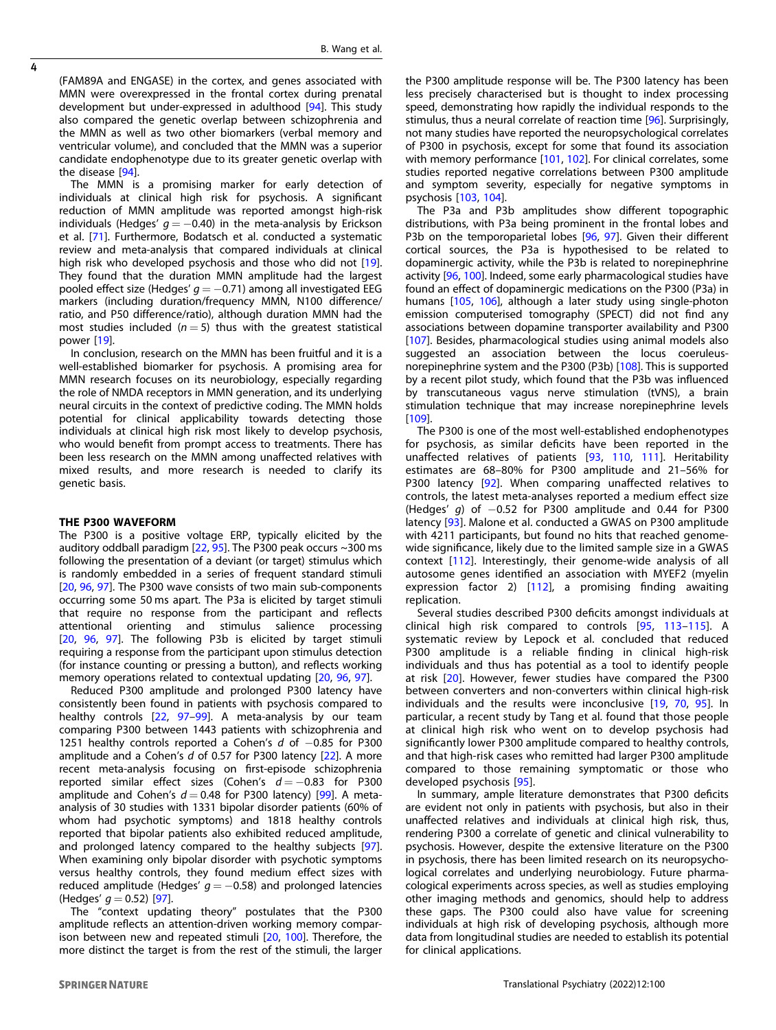(FAM89A and ENGASE) in the cortex, and genes associated with MMN were overexpressed in the frontal cortex during prenatal development but under-expressed in adulthood [94]. This study also compared the genetic overlap between schizophrenia and the MMN as well as two other biomarkers (verbal memory and ventricular volume), and concluded that the MMN was a superior candidate endophenotype due to its greater genetic overlap with the disease [94].

The MMN is a promising marker for early detection of individuals at clinical high risk for psychosis. A significant reduction of MMN amplitude was reported amongst high-risk individuals (Hedges' $g = -0.40$) in the meta-analysis by Erickson et al. [71]. Furthermore, Bodatsch et al. conducted a systematic review and meta-analysis that compared individuals at clinical high risk who developed psychosis and those who did not [19]. They found that the duration MMN amplitude had the largest pooled effect size (Hedges' $g = -0.71$) among all investigated EEG markers (including duration/frequency MMN, N100 difference/ratio, and P50 difference/ratio), although duration MMN had the most studies included ($n = 5$) thus with the greatest statistical power [19].

In conclusion, research on the MMN has been fruitful and it is a well-established biomarker for psychosis. A promising area for MMN research focuses on its neurobiology, especially regarding the role of NMDA receptors in MMN generation, and its underlying neural circuits in the context of predictive coding. The MMN holds potential for clinical applicability towards detecting those individuals at clinical high risk most likely to develop psychosis, who would benefit from prompt access to treatments. There has been less research on the MMN among unaffected relatives with mixed results, and more research is needed to clarify its genetic basis.

## THE P300 WAVEFORM

The P300 is a positive voltage ERP, typically elicited by the auditory oddball paradigm [22, 95]. The P300 peak occurs ~300 ms following the presentation of a deviant (or target) stimulus which is randomly embedded in a series of frequent standard stimuli [20, 96, 97]. The P300 wave consists of two main sub-components occurring some 50 ms apart. The P3a is elicited by target stimuli that require no response from the participant and reflects attentional orienting and stimulus salience processing [20, 96, 97]. The following P3b is elicited by target stimuli requiring a response from the participant upon stimulus detection (for instance counting or pressing a button), and reflects working memory operations related to contextual updating [20, 96, 97].

Reduced P300 amplitude and prolonged P300 latency have consistently been found in patients with psychosis compared to healthy controls [22, 97–99]. A meta-analysis by our team comparing P300 between 1443 patients with schizophrenia and 1251 healthy controls reported a Cohen's $d$ of $-0.85$ for P300 amplitude and a Cohen's $d$ of 0.57 for P300 latency [22]. A more recent meta-analysis focusing on first-episode schizophrenia reported similar effect sizes (Cohen's $d = -0.83$ for P300 amplitude and Cohen's $d = 0.48$ for P300 latency) [99]. A meta-analysis of 30 studies with 1331 bipolar disorder patients (60% of whom had psychotic symptoms) and 1818 healthy controls reported that bipolar patients also exhibited reduced amplitude, and prolonged latency compared to the healthy subjects [97]. When examining only bipolar disorder with psychotic symptoms versus healthy controls, they found medium effect sizes with reduced amplitude (Hedges' $g = -0.58$) and prolonged latencies (Hedges' $g = 0.52$) [97].

The "context updating theory" postulates that the P300 amplitude reflects an attention-driven working memory comparison between new and repeated stimuli [20, 100]. Therefore, the more distinct the target is from the rest of the stimuli, the larger the P300 amplitude response will be. The P300 latency has been less precisely characterised but is thought to index processing speed, demonstrating how rapidly the individual responds to the stimulus, thus a neural correlate of reaction time [96]. Surprisingly, not many studies have reported the neuropsychological correlates of P300 in psychosis, except for some that found its association with memory performance [101, 102]. For clinical correlates, some studies reported negative correlations between P300 amplitude and symptom severity, especially for negative symptoms in psychosis [103, 104].

The P3a and P3b amplitudes show different topographic distributions, with P3a being prominent in the frontal lobes and P3b on the temporoparietal lobes [96, 97]. Given their different cortical sources, the P3a is hypothesised to be related to dopaminergic activity, while the P3b is related to norepinephrine activity [96, 100]. Indeed, some early pharmacological studies have found an effect of dopaminergic medications on the P300 (P3a) in humans [105, 106], although a later study using single-photon emission computerised tomography (SPECT) did not find any associations between dopamine transporter availability and P300 [107]. Besides, pharmacological studies using animal models also suggested an association between the locus coeruleus-norepinephrine system and the P300 (P3b) [108]. This is supported by a recent pilot study, which found that the P3b was influenced by transcutaneous vagus nerve stimulation (tVNS), a brain stimulation technique that may increase norepinephrine levels [109].

The P300 is one of the most well-established endophenotypes for psychosis, as similar deficits have been reported in the unaffected relatives of patients [93, 110, 111]. Heritability estimates are 68–80% for P300 amplitude and 21–56% for P300 latency [92]. When comparing unaffected relatives to controls, the latest meta-analyses reported a medium effect size (Hedges' $g$) of $-0.52$ for P300 amplitude and 0.44 for P300 latency [93]. Malone et al. conducted a GWAS on P300 amplitude with 4211 participants, but found no hits that reached genome-wide significance, likely due to the limited sample size in a GWAS context [112]. Interestingly, their genome-wide analysis of all autosome genes identified an association with MYEF2 (myelin expression factor 2) [112], a promising finding awaiting replication.

Several studies described P300 deficits amongst individuals at clinical high risk compared to controls [95, 113–115]. A systematic review by Lepock et al. concluded that reduced P300 amplitude is a reliable finding in clinical high-risk individuals and thus has potential as a tool to identify people at risk [20]. However, fewer studies have compared the P300 between converters and non-converters within clinical high-risk individuals and the results were inconclusive [19, 70, 95]. In particular, a recent study by Tang et al. found that those people at clinical high risk who went on to develop psychosis had significantly lower P300 amplitude compared to healthy controls, and that high-risk cases who remitted had larger P300 amplitude compared to those remaining symptomatic or those who developed psychosis [95].

In summary, ample literature demonstrates that P300 deficits are evident not only in patients with psychosis, but also in their unaffected relatives and individuals at clinical high risk, thus, rendering P300 a correlate of genetic and clinical vulnerability to psychosis. However, despite the extensive literature on the P300 in psychosis, there has been limited research on its neuropsychological correlates and underlying neurobiology. Future pharmacological experiments across species, as well as studies employing other imaging methods and genomics, should help to address these gaps. The P300 could also have value for screening individuals at high risk of developing psychosis, although more data from longitudinal studies are needed to establish its potential for clinical applications.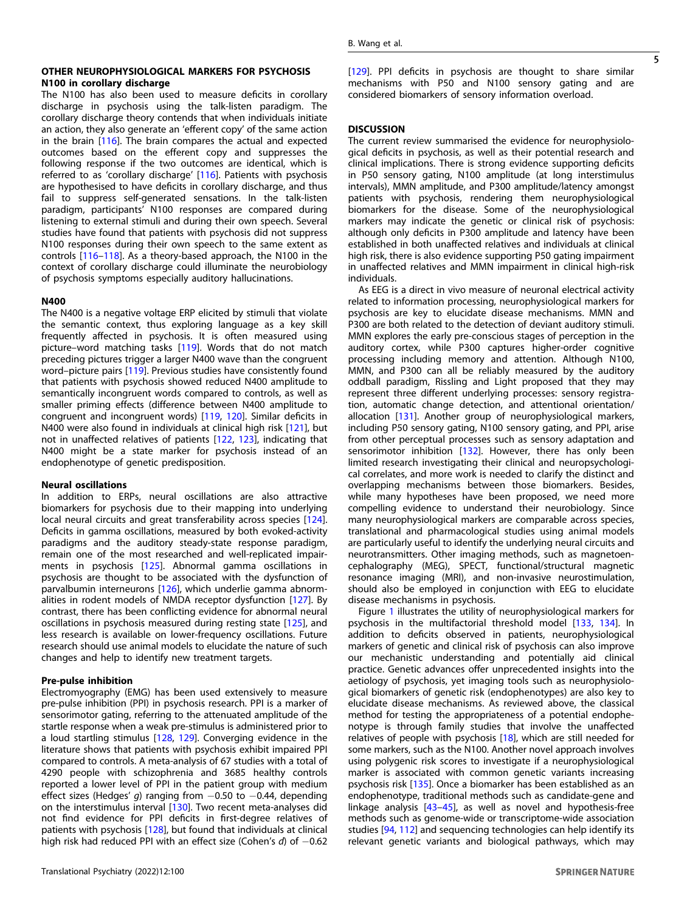## OTHER NEUROPHYSIOLOGICAL MARKERS FOR PSYCHOSIS

### N100 in corollary discharge

The N100 has also been used to measure deficits in corollary discharge in psychosis using the talk-listen paradigm. The corollary discharge theory contends that when individuals initiate an action, they also generate an 'efferent copy' of the same action in the brain [116]. The brain compares the actual and expected outcomes based on the efferent copy and suppresses the following response if the two outcomes are identical, which is referred to as 'corollary discharge' [116]. Patients with psychosis are hypothesised to have deficits in corollary discharge, and thus fail to suppress self-generated sensations. In the talk-listen paradigm, participants' N100 responses are compared during listening to external stimuli and during their own speech. Several studies have found that patients with psychosis did not suppress N100 responses during their own speech to the same extent as controls [116–118]. As a theory-based approach, the N100 in the context of corollary discharge could illuminate the neurobiology of psychosis symptoms especially auditory hallucinations.

### N400

The N400 is a negative voltage ERP elicited by stimuli that violate the semantic context, thus exploring language as a key skill frequently affected in psychosis. It is often measured using picture–word matching tasks [119]. Words that do not match preceding pictures trigger a larger N400 wave than the congruent word–picture pairs [119]. Previous studies have consistently found that patients with psychosis showed reduced N400 amplitude to semantically incongruent words compared to controls, as well as smaller priming effects (difference between N400 amplitude to congruent and incongruent words) [119, 120]. Similar deficits in N400 were also found in individuals at clinical high risk [121], but not in unaffected relatives of patients [122, 123], indicating that N400 might be a state marker for psychosis instead of an endophenotype of genetic predisposition.

### Neural oscillations

In addition to ERPs, neural oscillations are also attractive biomarkers for psychosis due to their mapping into underlying local neural circuits and great transferability across species [124]. Deficits in gamma oscillations, measured by both evoked-activity paradigms and the auditory steady-state response paradigm, remain one of the most researched and well-replicated impairments in psychosis [125]. Abnormal gamma oscillations in psychosis are thought to be associated with the dysfunction of parvalbumin interneurons [126], which underlie gamma abnormalities in rodent models of NMDA receptor dysfunction [127]. By contrast, there has been conflicting evidence for abnormal neural oscillations in psychosis measured during resting state [125], and less research is available on lower-frequency oscillations. Future research should use animal models to elucidate the nature of such changes and help to identify new treatment targets.

### Pre-pulse inhibition

Electromyography (EMG) has been used extensively to measure pre-pulse inhibition (PPI) in psychosis research. PPI is a marker of sensorimotor gating, referring to the attenuated amplitude of the startle response when a weak pre-stimulus is administered prior to a loud startling stimulus [128, 129]. Converging evidence in the literature shows that patients with psychosis exhibit impaired PPI compared to controls. A meta-analysis of 67 studies with a total of 4290 people with schizophrenia and 3685 healthy controls reported a lower level of PPI in the patient group with medium effect sizes (Hedges' *g*) ranging from −0.50 to −0.44, depending on the interstimulus interval [130]. Two recent meta-analyses did not find evidence for PPI deficits in first-degree relatives of patients with psychosis [128], but found that individuals at clinical high risk had reduced PPI with an effect size (Cohen's *d*) of −0.62 [129]. PPI deficits in psychosis are thought to share similar mechanisms with P50 and N100 sensory gating and are considered biomarkers of sensory information overload.

## DISCUSSION

The current review summarised the evidence for neurophysiological deficits in psychosis, as well as their potential research and clinical implications. There is strong evidence supporting deficits in P50 sensory gating, N100 amplitude (at long interstimulus intervals), MMN amplitude, and P300 amplitude/latency amongst patients with psychosis, rendering them neurophysiological biomarkers for the disease. Some of the neurophysiological markers may indicate the genetic or clinical risk of psychosis: although only deficits in P300 amplitude and latency have been established in both unaffected relatives and individuals at clinical high risk, there is also evidence supporting P50 gating impairment in unaffected relatives and MMN impairment in clinical high-risk individuals.

As EEG is a direct in vivo measure of neuronal electrical activity related to information processing, neurophysiological markers for psychosis are key to elucidate disease mechanisms. MMN and P300 are both related to the detection of deviant auditory stimuli. MMN explores the early pre-conscious stages of perception in the auditory cortex, while P300 captures higher-order cognitive processing including memory and attention. Although N100, MMN, and P300 can all be reliably measured by the auditory oddball paradigm, Rissling and Light proposed that they may represent three different underlying processes: sensory registration, automatic change detection, and attentional orientation/allocation [131]. Another group of neurophysiological markers, including P50 sensory gating, N100 sensory gating, and PPI, arise from other perceptual processes such as sensory adaptation and sensorimotor inhibition [132]. However, there has only been limited research investigating their clinical and neuropsychological correlates, and more work is needed to clarify the distinct and overlapping mechanisms between those biomarkers. Besides, while many hypotheses have been proposed, we need more compelling evidence to understand their neurobiology. Since many neurophysiological markers are comparable across species, translational and pharmacological studies using animal models are particularly useful to identify the underlying neural circuits and neurotransmitters. Other imaging methods, such as magnetoencephalography (MEG), SPECT, functional/structural magnetic resonance imaging (MRI), and non-invasive neurostimulation, should also be employed in conjunction with EEG to elucidate disease mechanisms in psychosis.

Figure 1 illustrates the utility of neurophysiological markers for psychosis in the multifactorial threshold model [133, 134]. In addition to deficits observed in patients, neurophysiological markers of genetic and clinical risk of psychosis can also improve our mechanistic understanding and potentially aid clinical practice. Genetic advances offer unprecedented insights into the aetiology of psychosis, yet imaging tools such as neurophysiological biomarkers of genetic risk (endophenotypes) are also key to elucidate disease mechanisms. As reviewed above, the classical method for testing the appropriateness of a potential endophenotype is through family studies that involve the unaffected relatives of people with psychosis [18], which are still needed for some markers, such as the N100. Another novel approach involves using polygenic risk scores to investigate if a neurophysiological marker is associated with common genetic variants increasing psychosis risk [135]. Once a biomarker has been established as an endophenotype, traditional methods such as candidate-gene and linkage analysis [43–45], as well as novel and hypothesis-free methods such as genome-wide or transcriptome-wide association studies [94, 112] and sequencing technologies can help identify its relevant genetic variants and biological pathways, which may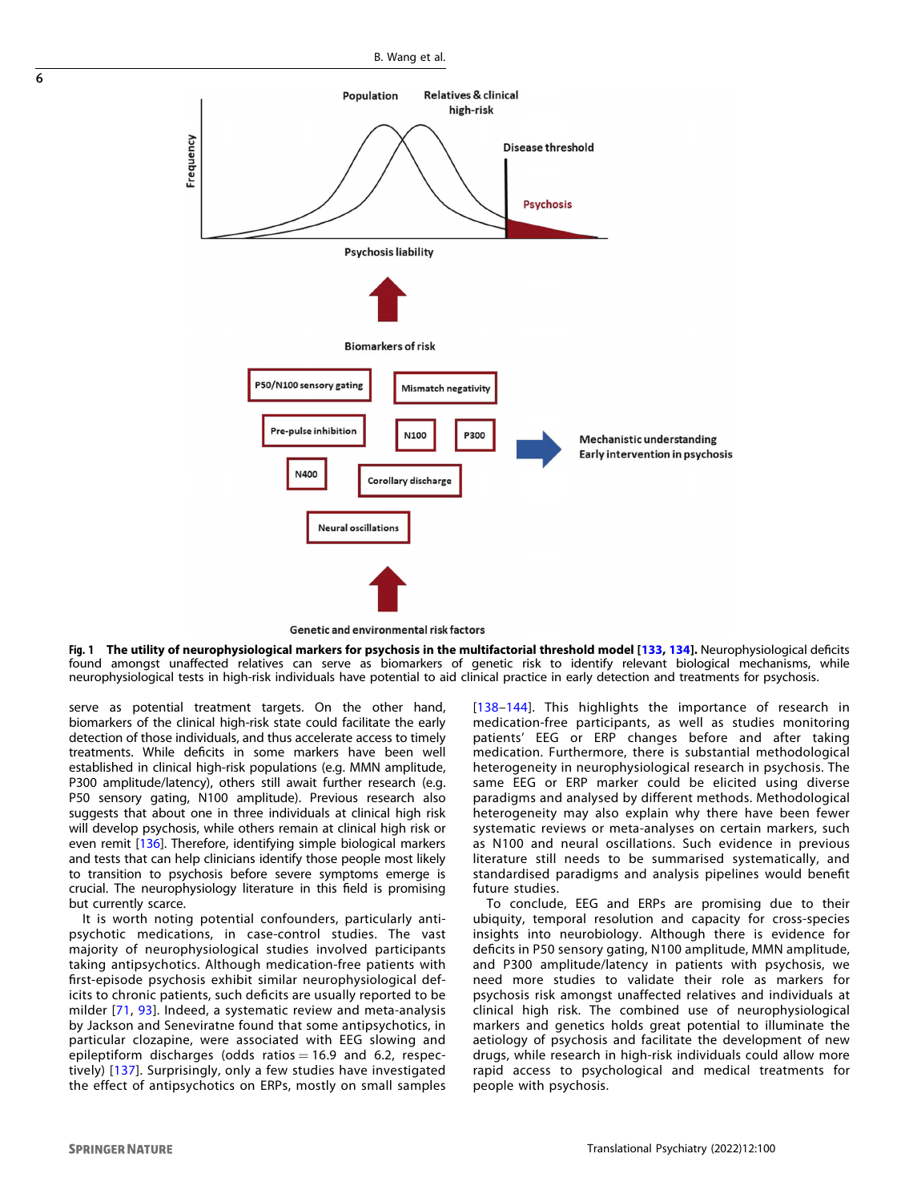**Fig. 1 The utility of neurophysiological markers for psychosis in the multifactorial threshold model [133, 134].** Neurophysiological deficits found amongst unaffected relatives can serve as biomarkers of genetic risk to identify relevant biological mechanisms, while neurophysiological tests in high-risk individuals have potential to aid clinical practice in early detection and treatments for psychosis.

serve as potential treatment targets. On the other hand, biomarkers of the clinical high-risk state could facilitate the early detection of those individuals, and thus accelerate access to timely treatments. While deficits in some markers have been well established in clinical high-risk populations (e.g. MMN amplitude, P300 amplitude/latency), others still await further research (e.g. P50 sensory gating, N100 amplitude). Previous research also suggests that about one in three individuals at clinical high risk will develop psychosis, while others remain at clinical high risk or even remit [136]. Therefore, identifying simple biological markers and tests that can help clinicians identify those people most likely to transition to psychosis before severe symptoms emerge is crucial. The neurophysiology literature in this field is promising but currently scarce.

It is worth noting potential confounders, particularly antipsychotic medications, in case-control studies. The vast majority of neurophysiological studies involved participants taking antipsychotics. Although medication-free patients with first-episode psychosis exhibit similar neurophysiological deficits to chronic patients, such deficits are usually reported to be milder [71, 93]. Indeed, a systematic review and meta-analysis by Jackson and Seneviratne found that some antipsychotics, in particular clozapine, were associated with EEG slowing and epileptiform discharges (odds ratios = 16.9 and 6.2, respectively) [137]. Surprisingly, only a few studies have investigated the effect of antipsychotics on ERPs, mostly on small samples [138–144]. This highlights the importance of research in medication-free participants, as well as studies monitoring patients' EEG or ERP changes before and after taking medication. Furthermore, there is substantial methodological heterogeneity in neurophysiological research in psychosis. The same EEG or ERP marker could be elicited using diverse paradigms and analysed by different methods. Methodological heterogeneity may also explain why there have been fewer systematic reviews or meta-analyses on certain markers, such as N100 and neural oscillations. Such evidence in previous literature still needs to be summarised systematically, and standardised paradigms and analysis pipelines would benefit future studies.

To conclude, EEG and ERPs are promising due to their ubiquity, temporal resolution and capacity for cross-species insights into neurobiology. Although there is evidence for deficits in P50 sensory gating, N100 amplitude, MMN amplitude, and P300 amplitude/latency in patients with psychosis, we need more studies to validate their role as markers for psychosis risk amongst unaffected relatives and individuals at clinical high risk. The combined use of neurophysiological markers and genetics holds great potential to illuminate the aetiology of psychosis and facilitate the development of new drugs, while research in high-risk individuals could allow more rapid access to psychological and medical treatments for people with psychosis.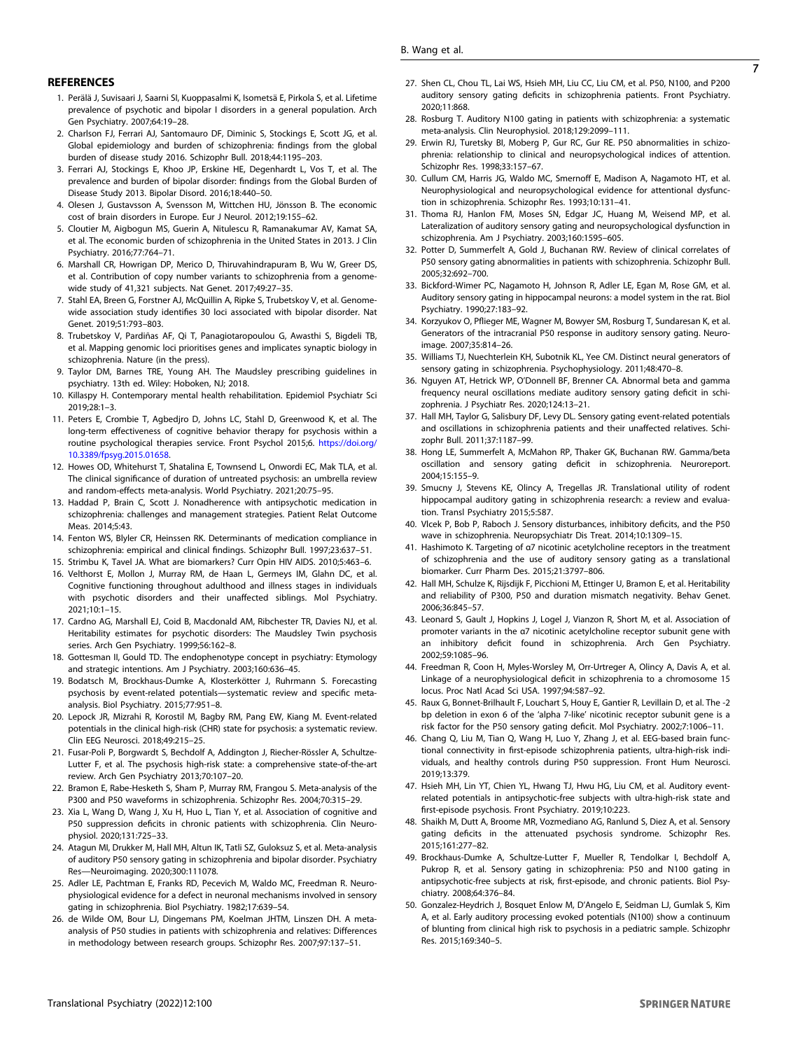## REFERENCES

1. Perälä J, Suvisaari J, Saarni SI, Kuoppasalmi K, Isometsä E, Pirkola S, et al. Lifetime prevalence of psychotic and bipolar I disorders in a general population. Arch Gen Psychiatry. 2007;64:19–28.
2. Charlson FJ, Ferrari AJ, Santomauro DF, Diminic S, Stockings E, Scott JG, et al. Global epidemiology and burden of schizophrenia: findings from the global burden of disease study 2016. Schizophr Bull. 2018;44:1195–203.
3. Ferrari AJ, Stockings E, Khoo JP, Erskine HE, Degenhardt L, Vos T, et al. The prevalence and burden of bipolar disorder: findings from the Global Burden of Disease Study 2013. Bipolar Disord. 2016;18:440–50.
4. Olesen J, Gustavsson A, Svensson M, Wittchen HU, Jönsson B. The economic cost of brain disorders in Europe. Eur J Neurol. 2012;19:155–62.
5. Cloutier M, Aigbogun MS, Guerin A, Nitulescu R, Ramanakumar AV, Kamat SA, et al. The economic burden of schizophrenia in the United States in 2013. J Clin Psychiatry. 2016;77:764–71.
6. Marshall CR, Howrigan DP, Merico D, Thiruvahindrapuram B, Wu W, Greer DS, et al. Contribution of copy number variants to schizophrenia from a genome-wide study of 41,321 subjects. Nat Genet. 2017;49:27–35.
7. Stahl EA, Breen G, Forstner AJ, McQuillin A, Ripke S, Trubetskoy V, et al. Genome-wide association study identifies 30 loci associated with bipolar disorder. Nat Genet. 2019;51:793–803.
8. Trubetskoy V, Pardiñas AF, Qi T, Panagiotaropoulou G, Awasthi S, Bigdeli TB, et al. Mapping genomic loci prioritises genes and implicates synaptic biology in schizophrenia. Nature (in the press).
9. Taylor DM, Barnes TRE, Young AH. The Maudsley prescribing guidelines in psychiatry. 13th ed. Wiley: Hoboken, NJ; 2018.
10. Killaspy H. Contemporary mental health rehabilitation. Epidemiol Psychiatr Sci 2019;28:1–3.
11. Peters E, Crombie T, Agbedjro D, Johns LC, Stahl D, Greenwood K, et al. The long-term effectiveness of cognitive behavior therapy for psychosis within a routine psychological therapies service. Front Psychol 2015;6. https://doi.org/10.3389/fpsyg.2015.01658.
12. Howes OD, Whitehurst T, Shatalina E, Townsend L, Onwordi EC, Mak TLA, et al. The clinical significance of duration of untreated psychosis: an umbrella review and random-effects meta-analysis. World Psychiatry. 2021;20:75–95.
13. Haddad P, Brain C, Scott J. Nonadherence with antipsychotic medication in schizophrenia: challenges and management strategies. Patient Relat Outcome Meas. 2014;5:43.
14. Fenton WS, Blyler CR, Heinssen RK. Determinants of medication compliance in schizophrenia: empirical and clinical findings. Schizophr Bull. 1997;23:637–51.
15. Strimbu K, Tavel JA. What are biomarkers? Curr Opin HIV AIDS. 2010;5:463–6.
16. Velthorst E, Mollon J, Murray RM, de Haan L, Germeys IM, Glahn DC, et al. Cognitive functioning throughout adulthood and illness stages in individuals with psychotic disorders and their unaffected siblings. Mol Psychiatry. 2021;10:1–15.
17. Cardno AG, Marshall EJ, Coid B, Macdonald AM, Ribchester TR, Davies NJ, et al. Heritability estimates for psychotic disorders: The Maudsley Twin psychosis series. Arch Gen Psychiatry. 1999;56:162–8.
18. Gottesman II, Gould TD. The endophenotype concept in psychiatry: Etymology and strategic intentions. Am J Psychiatry. 2003;160:636–45.
19. Bodatsch M, Brockhaus-Dumke A, Klosterkötter J, Ruhrmann S. Forecasting psychosis by event-related potentials—systematic review and specific meta-analysis. Biol Psychiatry. 2015;77:951–8.
20. Lepock JR, Mizrahi R, Korostil M, Bagby RM, Pang EW, Kiang M. Event-related potentials in the clinical high-risk (CHR) state for psychosis: a systematic review. Clin EEG Neurosci. 2018;49:215–25.
21. Fusar-Poli P, Borgwardt S, Bechdolf A, Addington J, Riecher-Rössler A, Schultze-Lutter F, et al. The psychosis high-risk state: a comprehensive state-of-the-art review. Arch Gen Psychiatry 2013;70:107–20.
22. Bramon E, Rabe-Hesketh S, Sham P, Murray RM, Frangou S. Meta-analysis of the P300 and P50 waveforms in schizophrenia. Schizophr Res. 2004;70:315–29.
23. Xia L, Wang D, Wang J, Xu H, Huo L, Tian Y, et al. Association of cognitive and P50 suppression deficits in chronic patients with schizophrenia. Clin Neurophysiol. 2020;131:725–33.
24. Atagun MI, Drukker M, Hall MH, Altun IK, Tatli SZ, Guloksuz S, et al. Meta-analysis of auditory P50 sensory gating in schizophrenia and bipolar disorder. Psychiatry Res—Neuroimaging. 2020;300:111078.
25. Adler LE, Pachtman E, Franks RD, Pecevich M, Waldo MC, Freedman R. Neurophysiological evidence for a defect in neuronal mechanisms involved in sensory gating in schizophrenia. Biol Psychiatry. 1982;17:639–54.
26. de Wilde OM, Bour LJ, Dingemans PM, Koelman JHTM, Linszen DH. A meta-analysis of P50 studies in patients with schizophrenia and relatives: Differences in methodology between research groups. Schizophr Res. 2007;97:137–51.
27. Shen CL, Chou TL, Lai WS, Hsieh MH, Liu CC, Liu CM, et al. P50, N100, and P200 auditory sensory gating deficits in schizophrenia patients. Front Psychiatry. 2020;11:868.
28. Rosburg T. Auditory N100 gating in patients with schizophrenia: a systematic meta-analysis. Clin Neurophysiol. 2018;129:2099–111.
29. Erwin RJ, Turetsky BI, Moberg P, Gur RC, Gur RE. P50 abnormalities in schizophrenia: relationship to clinical and neuropsychological indices of attention. Schizophr Res. 1998;33:157–67.
30. Cullum CM, Harris JG, Waldo MC, Smernoff E, Madison A, Nagamoto HT, et al. Neurophysiological and neuropsychological evidence for attentional dysfunction in schizophrenia. Schizophr Res. 1993;10:131–41.
31. Thoma RJ, Hanlon FM, Moses SN, Edgar JC, Huang M, Weisend MP, et al. Lateralization of auditory sensory gating and neuropsychological dysfunction in schizophrenia. Am J Psychiatry. 2003;160:1595–605.
32. Potter D, Summerfelt A, Gold J, Buchanan RW. Review of clinical correlates of P50 sensory gating abnormalities in patients with schizophrenia. Schizophr Bull. 2005;32:692–700.
33. Bickford-Wimer PC, Nagamoto H, Johnson R, Adler LE, Egan M, Rose GM, et al. Auditory sensory gating in hippocampal neurons: a model system in the rat. Biol Psychiatry. 1990;27:183–92.
34. Korzyukov O, Pflieger ME, Wagner M, Bowyer SM, Rosburg T, Sundaresan K, et al. Generators of the intracranial P50 response in auditory sensory gating. Neuroimage. 2007;35:814–26.
35. Williams TJ, Nuechterlein KH, Subotnik KL, Yee CM. Distinct neural generators of sensory gating in schizophrenia. Psychophysiology. 2011;48:470–8.
36. Nguyen AT, Hetrick WP, O'Donnell BF, Brenner CA. Abnormal beta and gamma frequency neural oscillations mediate auditory sensory gating deficit in schizophrenia. J Psychiatr Res. 2020;124:13–21.
37. Hall MH, Taylor G, Salisbury DF, Levy DL. Sensory gating event-related potentials and oscillations in schizophrenia patients and their unaffected relatives. Schizophr Bull. 2011;37:1187–99.
38. Hong LE, Summerfelt A, McMahon RP, Thaker GK, Buchanan RW. Gamma/beta oscillation and sensory gating deficit in schizophrenia. Neuroreport. 2004;15:155–9.
39. Smucny J, Stevens KE, Olincy A, Tregellas JR. Translational utility of rodent hippocampal auditory gating in schizophrenia research: a review and evaluation. Transl Psychiatry 2015;5:587.
40. Vlcek P, Bob P, Raboch J. Sensory disturbances, inhibitory deficits, and the P50 wave in schizophrenia. Neuropsychiatr Dis Treat. 2014;10:1309–15.
41. Hashimoto K. Targeting of α7 nicotinic acetylcholine receptors in the treatment of schizophrenia and the use of auditory sensory gating as a translational biomarker. Curr Pharm Des. 2015;21:3797–806.
42. Hall MH, Schulze K, Rijsdijk F, Picchioni M, Ettinger U, Bramon E, et al. Heritability and reliability of P300, P50 and duration mismatch negativity. Behav Genet. 2006;36:845–57.
43. Leonard S, Gault J, Hopkins J, Logel J, Vianzon R, Short M, et al. Association of promoter variants in the α7 nicotinic acetylcholine receptor subunit gene with an inhibitory deficit found in schizophrenia. Arch Gen Psychiatry. 2002;59:1085–96.
44. Freedman R, Coon H, Myles-Worsley M, Orr-Urtreger A, Olincy A, Davis A, et al. Linkage of a neurophysiological deficit in schizophrenia to a chromosome 15 locus. Proc Natl Acad Sci USA. 1997;94:587–92.
45. Raux G, Bonnet-Brilhault F, Louchart S, Houy E, Gantier R, Levillain D, et al. The -2 bp deletion in exon 6 of the 'alpha 7-like' nicotinic receptor subunit gene is a risk factor for the P50 sensory gating deficit. Mol Psychiatry. 2002;7:1006–11.
46. Chang Q, Liu M, Tian Q, Wang H, Luo Y, Zhang J, et al. EEG-based brain functional connectivity in first-episode schizophrenia patients, ultra-high-risk individuals, and healthy controls during P50 suppression. Front Hum Neurosci. 2019;13:379.
47. Hsieh MH, Lin YT, Chien YL, Hwang TJ, Hwu HG, Liu CM, et al. Auditory event-related potentials in antipsychotic-free subjects with ultra-high-risk state and first-episode psychosis. Front Psychiatry. 2019;10:223.
48. Shaikh M, Dutt A, Broome MR, Vozmediano AG, Ranlund S, Diez A, et al. Sensory gating deficits in the attenuated psychosis syndrome. Schizophr Res. 2015;161:277–82.
49. Brockhaus-Dumke A, Schultze-Lutter F, Mueller R, Tendolkar I, Bechdolf A, Pukrop R, et al. Sensory gating in schizophrenia: P50 and N100 gating in antipsychotic-free subjects at risk, first-episode, and chronic patients. Biol Psychiatry. 2008;64:376–84.
50. Gonzalez-Heydrich J, Bosquet Enlow M, D'Angelo E, Seidman LJ, Gumlak S, Kim A, et al. Early auditory processing evoked potentials (N100) show a continuum of blunting from clinical high risk to psychosis in a pediatric sample. Schizophr Res. 2015;169:340–5.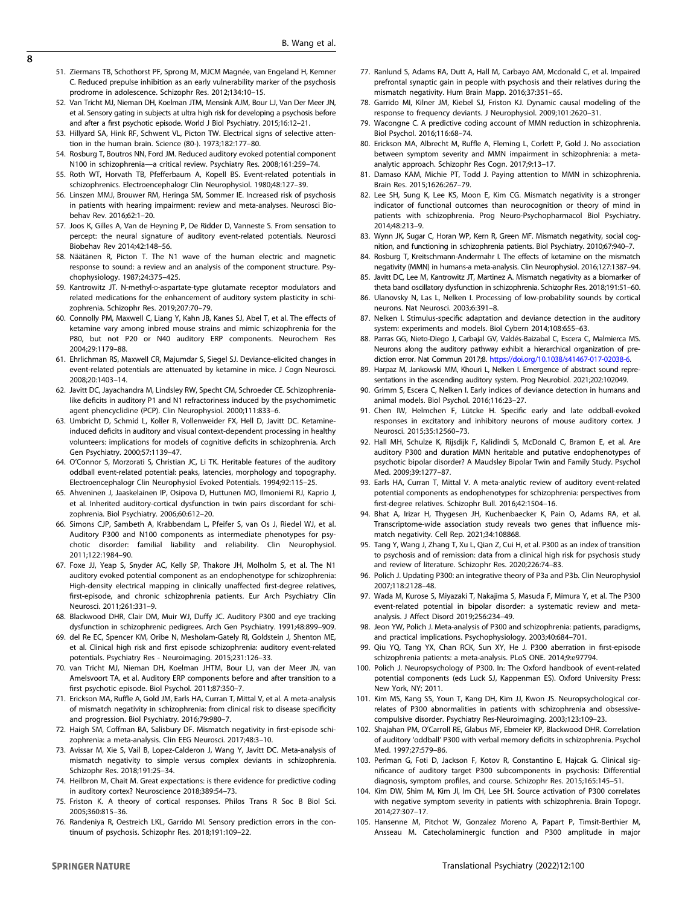51. Ziermans TB, Schothorst PF, Sprong M, MJCM Magnée, van Engeland H, Kemner C. Reduced prepulse inhibition as an early vulnerability marker of the psychosis prodrome in adolescence. Schizophr Res. 2012;134:10–15.
52. Van Tricht MJ, Nieman DH, Koelman JTM, Mensink AJM, Bour LJ, Van Der Meer JN, et al. Sensory gating in subjects at ultra high risk for developing a psychosis before and after a first psychotic episode. World J Biol Psychiatry. 2015;16:12–21.
53. Hillyard SA, Hink RF, Schwent VL, Picton TW. Electrical signs of selective attention in the human brain. Science (80-). 1973;182:177–80.
54. Rosburg T, Boutros NN, Ford JM. Reduced auditory evoked potential component N100 in schizophrenia—a critical review. Psychiatry Res. 2008;161:259–74.
55. Roth WT, Horvath TB, Pfefferbaum A, Kopell BS. Event-related potentials in schizophrenics. Electroencephalogr Clin Neurophysiol. 1980;48:127–39.
56. Linszen MMJ, Brouwer RM, Heringa SM, Sommer IE. Increased risk of psychosis in patients with hearing impairment: review and meta-analyses. Neurosci Biobehav Rev. 2016;62:1–20.
57. Joos K, Gilles A, Van de Heyning P, De Ridder D, Vanneste S. From sensation to percept: the neural signature of auditory event-related potentials. Neurosci Biobehav Rev 2014;42:148–56.
58. Näätänen R, Picton T. The N1 wave of the human electric and magnetic response to sound: a review and an analysis of the component structure. Psychophysiology. 1987;24:375–425.
59. Kantrowitz JT. N-methyl-D-aspartate-type glutamate receptor modulators and related medications for the enhancement of auditory system plasticity in schizophrenia. Schizophr Res. 2019;207:70–79.
60. Connolly PM, Maxwell C, Liang Y, Kahn JB, Kanes SJ, Abel T, et al. The effects of ketamine vary among inbred mouse strains and mimic schizophrenia for the P80, but not P20 or N40 auditory ERP components. Neurochem Res 2004;29:1179–88.
61. Ehrlichman RS, Maxwell CR, Majumdar S, Siegel SJ. Deviance-elicited changes in event-related potentials are attenuated by ketamine in mice. J Cogn Neurosci. 2008;20:1403–14.
62. Javitt DC, Jayachandra M, Lindsley RW, Specht CM, Schroeder CE. Schizophrenia-like deficits in auditory P1 and N1 refractoriness induced by the psychomimetic agent phencyclidine (PCP). Clin Neurophysiol. 2000;111:833–6.
63. Umbricht D, Schmid L, Koller R, Vollenweider FX, Hell D, Javitt DC. Ketamine-induced deficits in auditory and visual context-dependent processing in healthy volunteers: implications for models of cognitive deficits in schizophrenia. Arch Gen Psychiatry. 2000;57:1139–47.
64. O'Connor S, Morzorati S, Christian JC, Li TK. Heritable features of the auditory oddball event-related potential: peaks, latencies, morphology and topography. Electroencephalogr Clin Neurophysiol Evoked Potentials. 1994;92:115–25.
65. Ahveninen J, Jaaskelainen IP, Osipova D, Huttunen MO, Ilmoniemi RJ, Kaprio J, et al. Inherited auditory-cortical dysfunction in twin pairs discordant for schizophrenia. Biol Psychiatry. 2006;60:612–20.
66. Simons CJP, Sambeth A, Krabbendam L, Pfeifer S, van Os J, Riedel WJ, et al. Auditory P300 and N100 components as intermediate phenotypes for psychotic disorder: familial liability and reliability. Clin Neurophysiol. 2011;122:1984–90.
67. Foxe JJ, Yeap S, Snyder AC, Kelly SP, Thakore JH, Molholm S, et al. The N1 auditory evoked potential component as an endophenotype for schizophrenia: High-density electrical mapping in clinically unaffected first-degree relatives, first-episode, and chronic schizophrenia patients. Eur Arch Psychiatry Clin Neurosci. 2011;261:331–9.
68. Blackwood DHR, Clair DM, Muir WJ, Duffy JC. Auditory P300 and eye tracking dysfunction in schizophrenic pedigrees. Arch Gen Psychiatry. 1991;48:899–909.
69. del Re EC, Spencer KM, Oribe N, Mesholam-Gately RI, Goldstein J, Shenton ME, et al. Clinical high risk and first episode schizophrenia: auditory event-related potentials. Psychiatry Res - Neuroimaging. 2015;231:126–33.
70. van Tricht MJ, Nieman DH, Koelman JHTM, Bour LJ, van der Meer JN, van Amelsvoort TA, et al. Auditory ERP components before and after transition to a first psychotic episode. Biol Psychol. 2011;87:350–7.
71. Erickson MA, Ruffle A, Gold JM, Earls HA, Curran T, Mittal V, et al. A meta-analysis of mismatch negativity in schizophrenia: from clinical risk to disease specificity and progression. Biol Psychiatry. 2016;79:980–7.
72. Haigh SM, Coffman BA, Salisbury DF. Mismatch negativity in first-episode schizophrenia: a meta-analysis. Clin EEG Neurosci. 2017;48:3–10.
73. Avissar M, Xie S, Vail B, Lopez-Calderon J, Wang Y, Javitt DC. Meta-analysis of mismatch negativity to simple versus complex deviants in schizophrenia. Schizophr Res. 2018;191:25–34.
74. Heilbron M, Chait M. Great expectations: is there evidence for predictive coding in auditory cortex? Neuroscience 2018;389:54–73.
75. Friston K. A theory of cortical responses. Philos Trans R Soc B Biol Sci. 2005;360:815–36.
76. Randeniya R, Oestreich LKL, Garrido MI. Sensory prediction errors in the continuum of psychosis. Schizophr Res. 2018;191:109–22.
77. Ranlund S, Adams RA, Dutt A, Hall M, Carbayo AM, Mcdonald C, et al. Impaired prefrontal synaptic gain in people with psychosis and their relatives during the mismatch negativity. Hum Brain Mapp. 2016;37:351–65.
78. Garrido MI, Kilner JM, Kiebel SJ, Friston KJ. Dynamic causal modeling of the response to frequency deviants. J Neurophysiol. 2009;101:2620–31.
79. Wacongne C. A predictive coding account of MMN reduction in schizophrenia. Biol Psychol. 2016;116:68–74.
80. Erickson MA, Albrecht M, Ruffle A, Fleming L, Corlett P, Gold J. No association between symptom severity and MMN impairment in schizophrenia: a meta-analytic approach. Schizophr Res Cogn. 2017;9:13–17.
81. Damaso KAM, Michie PT, Todd J. Paying attention to MMN in schizophrenia. Brain Res. 2015;1626:267–79.
82. Lee SH, Sung K, Lee KS, Moon E, Kim CG. Mismatch negativity is a stronger indicator of functional outcomes than neurocognition or theory of mind in patients with schizophrenia. Prog Neuro-Psychopharmacol Biol Psychiatry. 2014;48:213–9.
83. Wynn JK, Sugar C, Horan WP, Kern R, Green MF. Mismatch negativity, social cognition, and functioning in schizophrenia patients. Biol Psychiatry. 2010;67:940–7.
84. Rosburg T, Kreitschmann-Andermahr I. The effects of ketamine on the mismatch negativity (MMN) in humans-a meta-analysis. Clin Neurophysiol. 2016;127:1387–94.
85. Javitt DC, Lee M, Kantrowitz JT, Martinez A. Mismatch negativity as a biomarker of theta band oscillatory dysfunction in schizophrenia. Schizophr Res. 2018;191:51–60.
86. Ulanovsky N, Las L, Nelken I. Processing of low-probability sounds by cortical neurons. Nat Neurosci. 2003;6:391–8.
87. Nelken I. Stimulus-specific adaptation and deviance detection in the auditory system: experiments and models. Biol Cybern 2014;108:655–63.
88. Parras GG, Nieto-Diego J, Carbajal GV, Valdés-Baizabal C, Escera C, Malmierca MS. Neurons along the auditory pathway exhibit a hierarchical organization of prediction error. Nat Commun 2017;8. https://doi.org/10.1038/s41467-017-02038-6.
89. Harpaz M, Jankowski MM, Khouri L, Nelken I. Emergence of abstract sound representations in the ascending auditory system. Prog Neurobiol. 2021;202:102049.
90. Grimm S, Escera C, Nelken I. Early indices of deviance detection in humans and animal models. Biol Psychol. 2016;116:23–27.
91. Chen IW, Helmchen F, Lütcke H. Specific early and late oddball-evoked responses in excitatory and inhibitory neurons of mouse auditory cortex. J Neurosci. 2015;35:12560–73.
92. Hall MH, Schulze K, Rijsdijk F, Kalidindi S, McDonald C, Bramon E, et al. Are auditory P300 and duration MMN heritable and putative endophenotypes of psychotic bipolar disorder? A Maudsley Bipolar Twin and Family Study. Psychol Med. 2009;39:1277–87.
93. Earls HA, Curran T, Mittal V. A meta-analytic review of auditory event-related potential components as endophenotypes for schizophrenia: perspectives from first-degree relatives. Schizophr Bull. 2016;42:1504–16.
94. Bhat A, Irizar H, Thygesen JH, Kuchenbaecker K, Pain O, Adams RA, et al. Transcriptome-wide association study reveals two genes that influence mismatch negativity. Cell Rep. 2021;34:108868.
95. Tang Y, Wang J, Zhang T, Xu L, Qian Z, Cui H, et al. P300 as an index of transition to psychosis and of remission: data from a clinical high risk for psychosis study and review of literature. Schizophr Res. 2020;226:74–83.
96. Polich J. Updating P300: an integrative theory of P3a and P3b. Clin Neurophysiol 2007;118:2128–48.
97. Wada M, Kurose S, Miyazaki T, Nakajima S, Masuda F, Mimura Y, et al. The P300 event-related potential in bipolar disorder: a systematic review and meta-analysis. J Affect Disord 2019;256:234–49.
98. Jeon YW, Polich J. Meta-analysis of P300 and schizophrenia: patients, paradigms, and practical implications. Psychophysiology. 2003;40:684–701.
99. Qiu YQ, Tang YX, Chan RCK, Sun XY, He J. P300 aberration in first-episode schizophrenia patients: a meta-analysis. PLoS ONE. 2014;9:e97794.
100. Polich J. Neuropsychology of P300. In: The Oxford handbook of event-related potential components (eds Luck SJ, Kappenman ES). Oxford University Press: New York, NY; 2011.
101. Kim MS, Kang SS, Youn T, Kang DH, Kim JJ, Kwon JS. Neuropsychological correlates of P300 abnormalities in patients with schizophrenia and obsessive-compulsive disorder. Psychiatry Res-Neuroimaging. 2003;123:109–23.
102. Shajahan PM, O'Carroll RE, Glabus MF, Ebmeier KP, Blackwood DHR. Correlation of auditory 'oddball' P300 with verbal memory deficits in schizophrenia. Psychol Med. 1997;27:579–86.
103. Perlman G, Foti D, Jackson F, Kotov R, Constantino E, Hajcak G. Clinical significance of auditory target P300 subcomponents in psychosis: Differential diagnosis, symptom profiles, and course. Schizophr Res. 2015;165:145–51.
104. Kim DW, Shim M, Kim JI, Im CH, Lee SH. Source activation of P300 correlates with negative symptom severity in patients with schizophrenia. Brain Topogr. 2014;27:307–17.
105. Hansenne M, Pitchot W, Gonzalez Moreno A, Papart P, Timsit-Berthier M, Ansseau M. Catecholaminergic function and P300 amplitude in major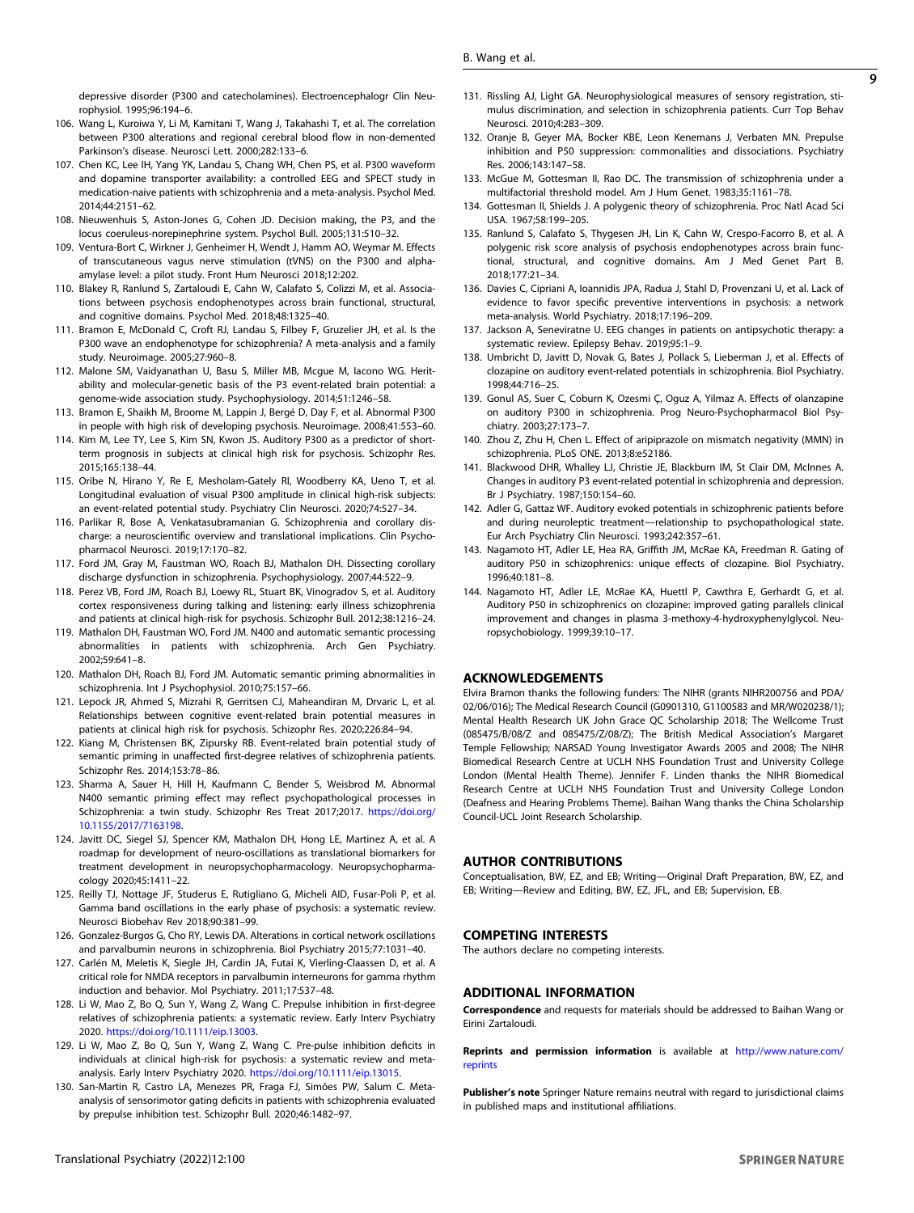depressive disorder (P300 and catecholamines). Electroencephalogr Clin Neurophysiol. 1995;96:194–6.

106. Wang L, Kuroiwa Y, Li M, Kamitani T, Wang J, Takahashi T, et al. The correlation between P300 alterations and regional cerebral blood flow in non-demented Parkinson's disease. Neurosci Lett. 2000;282:133–6.
107. Chen KC, Lee IH, Yang YK, Landau S, Chang WH, Chen PS, et al. P300 waveform and dopamine transporter availability: a controlled EEG and SPECT study in medication-naive patients with schizophrenia and a meta-analysis. Psychol Med. 2014;44:2151–62.
108. Nieuwenhuis S, Aston-Jones G, Cohen JD. Decision making, the P3, and the locus coeruleus-norepinephrine system. Psychol Bull. 2005;131:510–32.
109. Ventura-Bort C, Wirkner J, Genheimer H, Wendt J, Hamm AO, Weymar M. Effects of transcutaneous vagus nerve stimulation (tVNS) on the P300 and alpha-amylase level: a pilot study. Front Hum Neurosci 2018;12:202.
110. Blakey R, Ranlund S, Zartaloudi E, Cahn W, Calafato S, Colizzi M, et al. Associations between psychosis endophenotypes across brain functional, structural, and cognitive domains. Psychol Med. 2018;48:1325–40.
111. Bramon E, McDonald C, Croft RJ, Landau S, Filbey F, Gruzelier JH, et al. Is the P300 wave an endophenotype for schizophrenia? A meta-analysis and a family study. Neuroimage. 2005;27:960–8.
112. Malone SM, Vaidyanathan U, Basu S, Miller MB, Mcgue M, Iacono WG. Heritability and molecular-genetic basis of the P3 event-related brain potential: a genome-wide association study. Psychophysiology. 2014;51:1246–58.
113. Bramon E, Shaikh M, Broome M, Lappin J, Bergé D, Day F, et al. Abnormal P300 in people with high risk of developing psychosis. Neuroimage. 2008;41:553–60.
114. Kim M, Lee TY, Lee S, Kim SN, Kwon JS. Auditory P300 as a predictor of short-term prognosis in subjects at clinical high risk for psychosis. Schizophr Res. 2015;165:138–44.
115. Oribe N, Hirano Y, Re E, Mesholam-Gately RI, Woodberry KA, Ueno T, et al. Longitudinal evaluation of visual P300 amplitude in clinical high-risk subjects: an event-related potential study. Psychiatry Clin Neurosci. 2020;74:527–34.
116. Parlikar R, Bose A, Venkatasubramanian G. Schizophrenia and corollary discharge: a neuroscientific overview and translational implications. Clin Psychopharmacol Neurosci. 2019;17:170–82.
117. Ford JM, Gray M, Faustman WO, Roach BJ, Mathalon DH. Dissecting corollary discharge dysfunction in schizophrenia. Psychophysiology. 2007;44:522–9.
118. Perez VB, Ford JM, Roach BJ, Loewy RL, Stuart BK, Vinogradov S, et al. Auditory cortex responsiveness during talking and listening: early illness schizophrenia and patients at clinical high-risk for psychosis. Schizophr Bull. 2012;38:1216–24.
119. Mathalon DH, Faustman WO, Ford JM. N400 and automatic semantic processing abnormalities in patients with schizophrenia. Arch Gen Psychiatry. 2002;59:641–8.
120. Mathalon DH, Roach BJ, Ford JM. Automatic semantic priming abnormalities in schizophrenia. Int J Psychophysiol. 2010;75:157–66.
121. Lepock JR, Ahmed S, Mizrahi R, Gerritsen CJ, Maheandiran M, Drvaric L, et al. Relationships between cognitive event-related brain potential measures in patients at clinical high risk for psychosis. Schizophr Res. 2020;226:84–94.
122. Kiang M, Christensen BK, Zipursky RB. Event-related brain potential study of semantic priming in unaffected first-degree relatives of schizophrenia patients. Schizophr Res. 2014;153:78–86.
123. Sharma A, Sauer H, Hill H, Kaufmann C, Bender S, Weisbrod M. Abnormal N400 semantic priming effect may reflect psychopathological processes in Schizophrenia: a twin study. Schizophr Res Treat 2017;2017. https://doi.org/10.1155/2017/7163198.
124. Javitt DC, Siegel SJ, Spencer KM, Mathalon DH, Hong LE, Martinez A, et al. A roadmap for development of neuro-oscillations as translational biomarkers for treatment development in neuropsychopharmacology. Neuropsychopharmacology 2020;45:1411–22.
125. Reilly TJ, Nottage JF, Studerus E, Rutigliano G, Micheli AID, Fusar-Poli P, et al. Gamma band oscillations in the early phase of psychosis: a systematic review. Neurosci Biobehav Rev 2018;90:381–99.
126. Gonzalez-Burgos G, Cho RY, Lewis DA. Alterations in cortical network oscillations and parvalbumin neurons in schizophrenia. Biol Psychiatry 2015;77:1031–40.
127. Carlén M, Meletis K, Siegle JH, Cardin JA, Futai K, Vierling-Claassen D, et al. A critical role for NMDA receptors in parvalbumin interneurons for gamma rhythm induction and behavior. Mol Psychiatry. 2011;17:537–48.
128. Li W, Mao Z, Bo Q, Sun Y, Wang Z, Wang C. Prepulse inhibition in first-degree relatives of schizophrenia patients: a systematic review. Early Interv Psychiatry 2020. https://doi.org/10.1111/eip.13003.
129. Li W, Mao Z, Bo Q, Sun Y, Wang Z, Wang C. Pre-pulse inhibition deficits in individuals at clinical high-risk for psychosis: a systematic review and meta-analysis. Early Interv Psychiatry 2020. https://doi.org/10.1111/eip.13015.
130. San-Martin R, Castro LA, Menezes PR, Fraga FJ, Simões PW, Salum C. Meta-analysis of sensorimotor gating deficits in patients with schizophrenia evaluated by prepulse inhibition test. Schizophr Bull. 2020;46:1482–97.
131. Rissling AJ, Light GA. Neurophysiological measures of sensory registration, stimulus discrimination, and selection in schizophrenia patients. Curr Top Behav Neurosci. 2010;4:283–309.
132. Oranje B, Geyer MA, Bocker KBE, Leon Kenemans J, Verbaten MN. Prepulse inhibition and P50 suppression: commonalities and dissociations. Psychiatry Res. 2006;143:147–58.
133. McGue M, Gottesman II, Rao DC. The transmission of schizophrenia under a multifactorial threshold model. Am J Hum Genet. 1983;35:1161–78.
134. Gottesman II, Shields J. A polygenic theory of schizophrenia. Proc Natl Acad Sci USA. 1967;58:199–205.
135. Ranlund S, Calafato S, Thygesen JH, Lin K, Cahn W, Crespo-Facorro B, et al. A polygenic risk score analysis of psychosis endophenotypes across brain functional, structural, and cognitive domains. Am J Med Genet Part B. 2018;177:21–34.
136. Davies C, Cipriani A, Ioannidis JPA, Radua J, Stahl D, Provenzani U, et al. Lack of evidence to favor specific preventive interventions in psychosis: a network meta-analysis. World Psychiatry. 2018;17:196–209.
137. Jackson A, Seneviratne U. EEG changes in patients on antipsychotic therapy: a systematic review. Epilepsy Behav. 2019;95:1–9.
138. Umbricht D, Javitt D, Novak G, Bates J, Pollack S, Lieberman J, et al. Effects of clozapine on auditory event-related potentials in schizophrenia. Biol Psychiatry. 1998;44:716–25.
139. Gonul AS, Suer C, Coburn K, Ozesmi Ç, Oguz A, Yilmaz A. Effects of olanzapine on auditory P300 in schizophrenia. Prog Neuro-Psychopharmacol Biol Psychiatry. 2003;27:173–7.
140. Zhou Z, Zhu H, Chen L. Effect of aripiprazole on mismatch negativity (MMN) in schizophrenia. PLoS ONE. 2013;8:e52186.
141. Blackwood DHR, Whalley LJ, Christie JE, Blackburn IM, St Clair DM, McInnes A. Changes in auditory P3 event-related potential in schizophrenia and depression. Br J Psychiatry. 1987;150:154–60.
142. Adler G, Gattaz WF. Auditory evoked potentials in schizophrenic patients before and during neuroleptic treatment—relationship to psychopathological state. Eur Arch Psychiatry Clin Neurosci. 1993;242:357–61.
143. Nagamoto HT, Adler LE, Hea RA, Griffith JM, McRae KA, Freedman R. Gating of auditory P50 in schizophrenics: unique effects of clozapine. Biol Psychiatry. 1996;40:181–8.
144. Nagamoto HT, Adler LE, McRae KA, Huettl P, Cawthra E, Gerhardt G, et al. Auditory P50 in schizophrenics on clozapine: improved gating parallels clinical improvement and changes in plasma 3-methoxy-4-hydroxyphenylglycol. Neuropsychobiology. 1999;39:10–17.

## ACKNOWLEDGEMENTS

Elvira Bramon thanks the following funders: The NIHR (grants NIHR200756 and PDA/02/06/016); The Medical Research Council (G0901310, G1100583 and MR/W020238/1); Mental Health Research UK John Grace QC Scholarship 2018; The Wellcome Trust (085475/B/08/Z and 085475/Z/08/Z); The British Medical Association's Margaret Temple Fellowship; NARSAD Young Investigator Awards 2005 and 2008; The NIHR Biomedical Research Centre at UCLH NHS Foundation Trust and University College London (Mental Health Theme). Jennifer F. Linden thanks the NIHR Biomedical Research Centre at UCLH NHS Foundation Trust and University College London (Deafness and Hearing Problems Theme). Baihan Wang thanks the China Scholarship Council-UCL Joint Research Scholarship.

## AUTHOR CONTRIBUTIONS

Conceptualisation, BW, EZ, and EB; Writing—Original Draft Preparation, BW, EZ, and EB; Writing—Review and Editing, BW, EZ, JFL, and EB; Supervision, EB.

## COMPETING INTERESTS

The authors declare no competing interests.

## ADDITIONAL INFORMATION

**Correspondence** and requests for materials should be addressed to Baihan Wang or Eirini Zartaloudi.

**Reprints and permission information** is available at http://www.nature.com/reprints

**Publisher's note** Springer Nature remains neutral with regard to jurisdictional claims in published maps and institutional affiliations.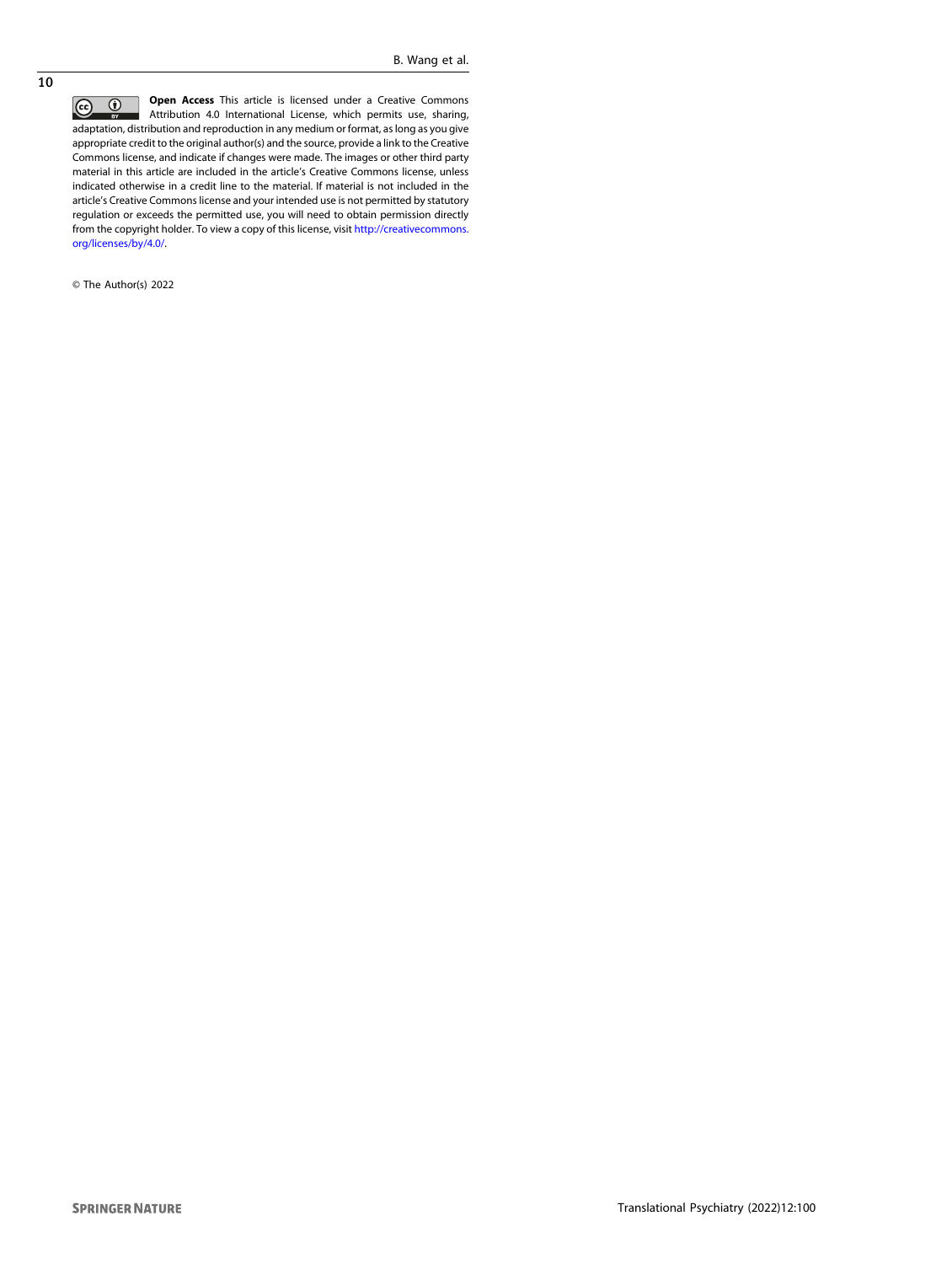**Open Access** This article is licensed under a Creative Commons Attribution 4.0 International License, which permits use, sharing, adaptation, distribution and reproduction in any medium or format, as long as you give appropriate credit to the original author(s) and the source, provide a link to the Creative Commons license, and indicate if changes were made. The images or other third party material in this article are included in the article's Creative Commons license, unless indicated otherwise in a credit line to the material. If material is not included in the article's Creative Commons license and your intended use is not permitted by statutory regulation or exceeds the permitted use, you will need to obtain permission directly from the copyright holder. To view a copy of this license, visit http://creativecommons.org/licenses/by/4.0/.

© The Author(s) 2022